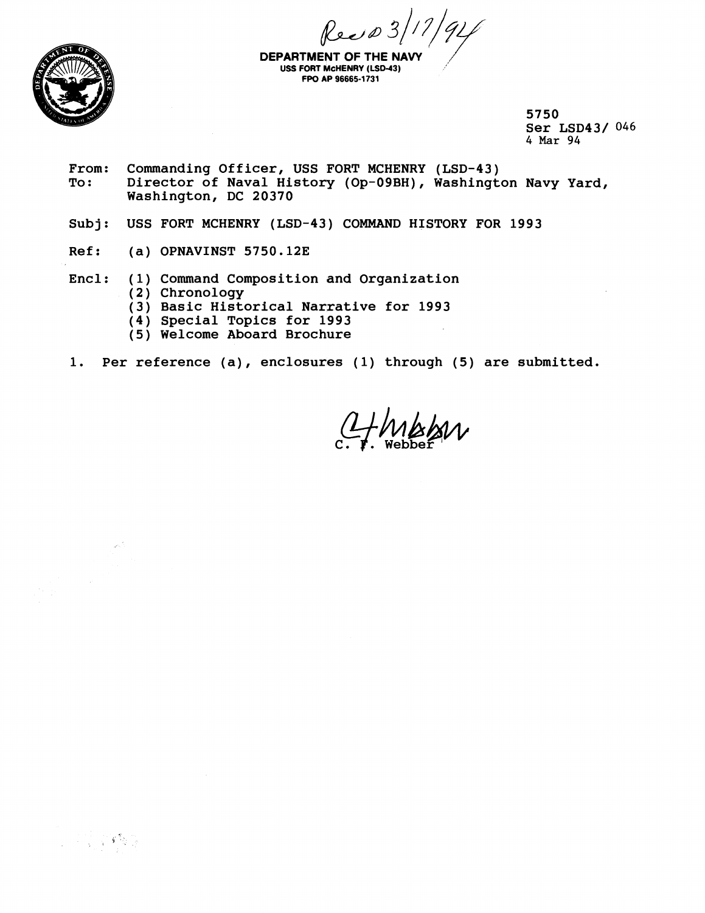Rec'd 3/17/94

**DEPARTMENT OF THE NAVY**
**USS FORT McHENRY (LSD-43)**
**FPO AP 96665-1731**

5750
Ser LSD43/ 046
4 Mar 94

From: Commanding Officer, USS FORT MCHENRY (LSD-43)
To: Director of Naval History (Op-09BH), Washington Navy Yard, Washington, DC 20370

Subj: USS FORT MCHENRY (LSD-43) COMMAND HISTORY FOR 1993

Ref: (a) OPNAVINST 5750.12E

Encl: (1) Command Composition and Organization
(2) Chronology
(3) Basic Historical Narrative for 1993
(4) Special Topics for 1993
(5) Welcome Aboard Brochure

1. Per reference (a), enclosures (1) through (5) are submitted.

C. F. Webber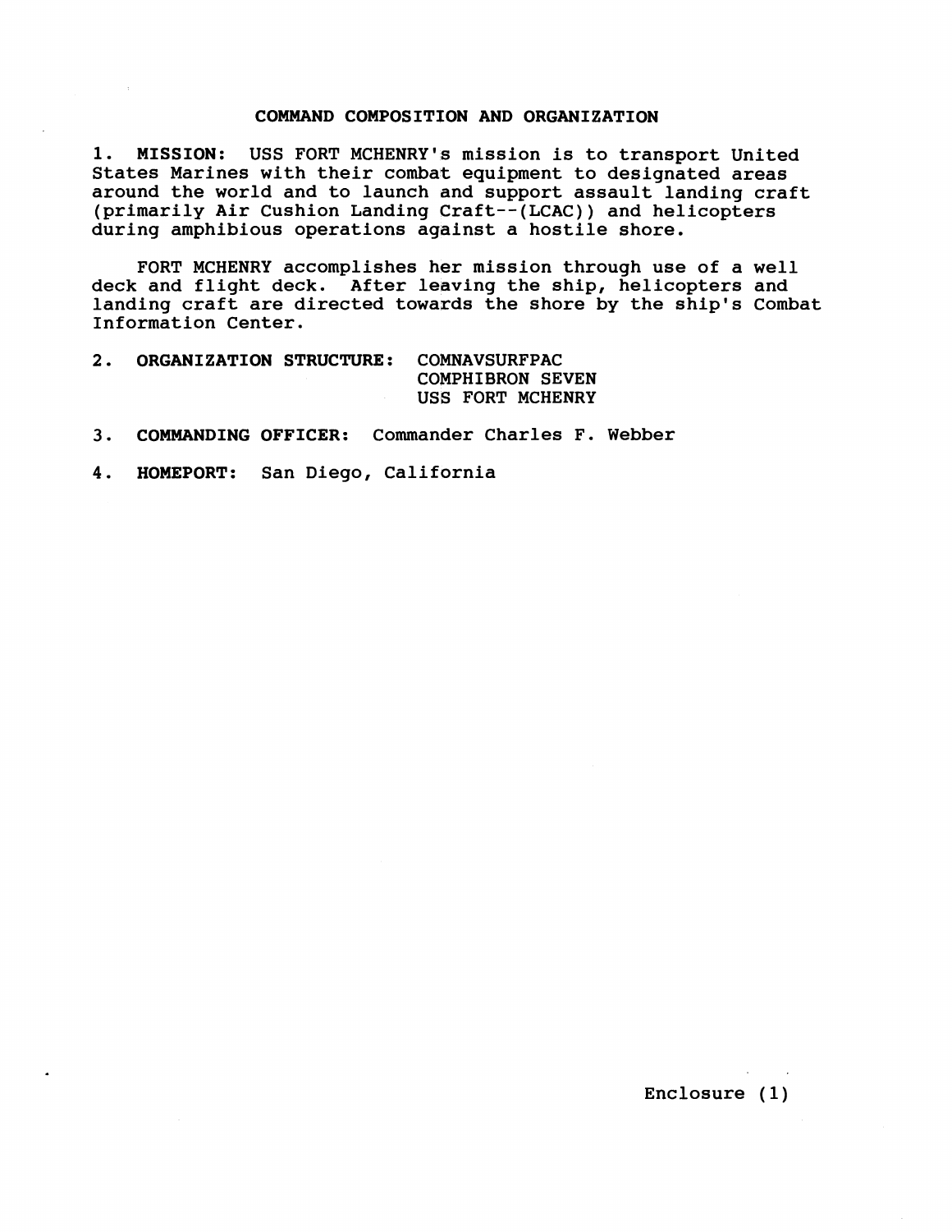## COMMAND COMPOSITION AND ORGANIZATION

1. **MISSION:** USS FORT MCHENRY's mission is to transport United States Marines with their combat equipment to designated areas around the world and to launch and support assault landing craft (primarily Air Cushion Landing Craft--(LCAC)) and helicopters during amphibious operations against a hostile shore.

   FORT MCHENRY accomplishes her mission through use of a well deck and flight deck. After leaving the ship, helicopters and landing craft are directed towards the shore by the ship's Combat Information Center.

2. **ORGANIZATION STRUCTURE:** COMNAVSURFPAC
   COMPHIBRON SEVEN
   USS FORT MCHENRY

3. **COMMANDING OFFICER:** Commander Charles F. Webber

4. **HOMEPORT:** San Diego, California

Enclosure (1)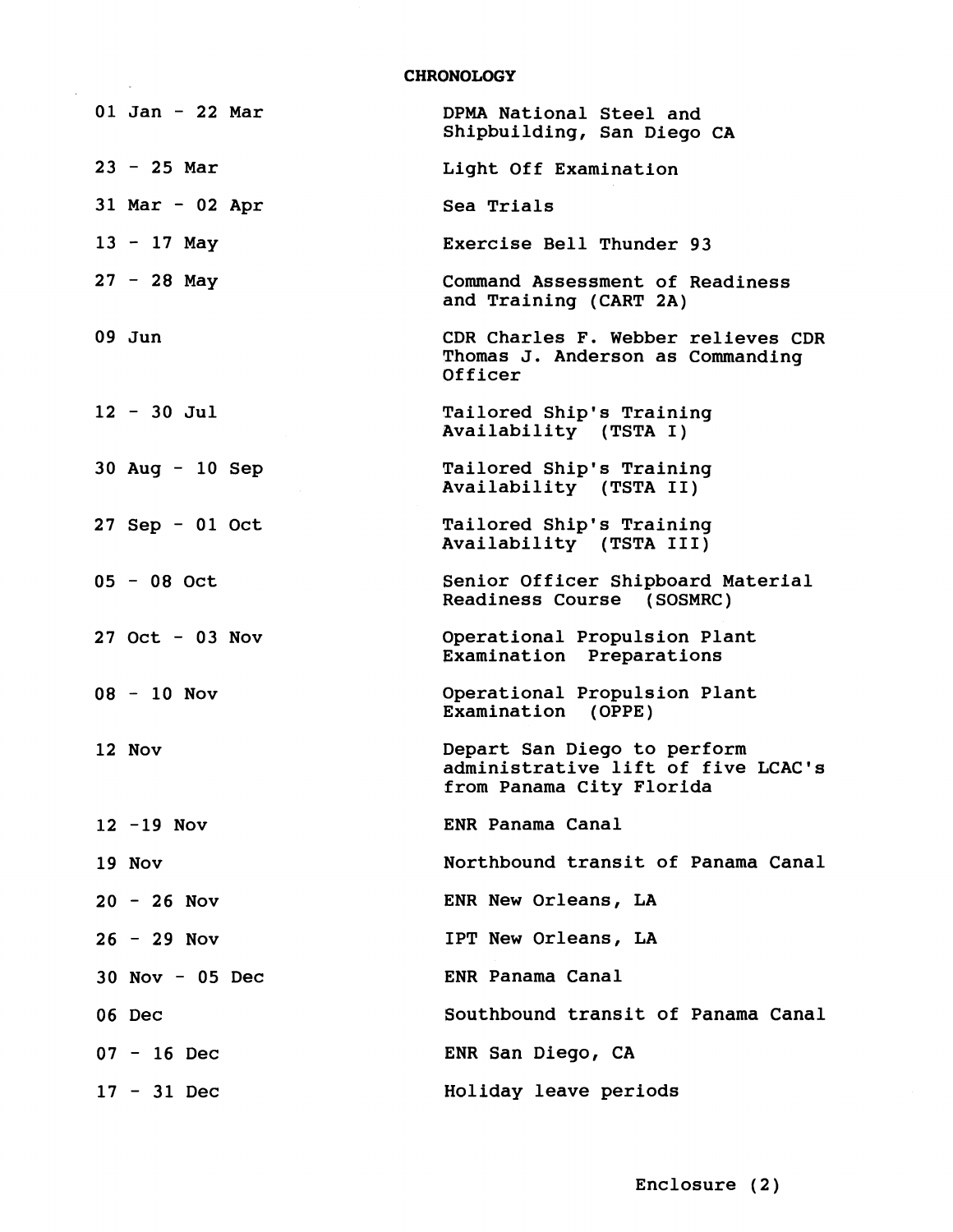# CHRONOLOGY

| | |
|---|---|
| 01 Jan - 22 Mar | DPMA National Steel and Shipbuilding, San Diego CA |
| 23 - 25 Mar | Light Off Examination |
| 31 Mar - 02 Apr | Sea Trials |
| 13 - 17 May | Exercise Bell Thunder 93 |
| 27 - 28 May | Command Assessment of Readiness and Training (CART 2A) |
| 09 Jun | CDR Charles F. Webber relieves CDR Thomas J. Anderson as Commanding Officer |
| 12 - 30 Jul | Tailored Ship's Training Availability (TSTA I) |
| 30 Aug - 10 Sep | Tailored Ship's Training Availability (TSTA II) |
| 27 Sep - 01 Oct | Tailored Ship's Training Availability (TSTA III) |
| 05 - 08 Oct | Senior Officer Shipboard Material Readiness Course (SOSMRC) |
| 27 Oct - 03 Nov | Operational Propulsion Plant Examination Preparations |
| 08 - 10 Nov | Operational Propulsion Plant Examination (OPPE) |
| 12 Nov | Depart San Diego to perform administrative lift of five LCAC's from Panama City Florida |
| 12 -19 Nov | ENR Panama Canal |
| 19 Nov | Northbound transit of Panama Canal |
| 20 - 26 Nov | ENR New Orleans, LA |
| 26 - 29 Nov | IPT New Orleans, LA |
| 30 Nov - 05 Dec | ENR Panama Canal |
| 06 Dec | Southbound transit of Panama Canal |
| 07 - 16 Dec | ENR San Diego, CA |
| 17 - 31 Dec | Holiday leave periods |

Enclosure (2)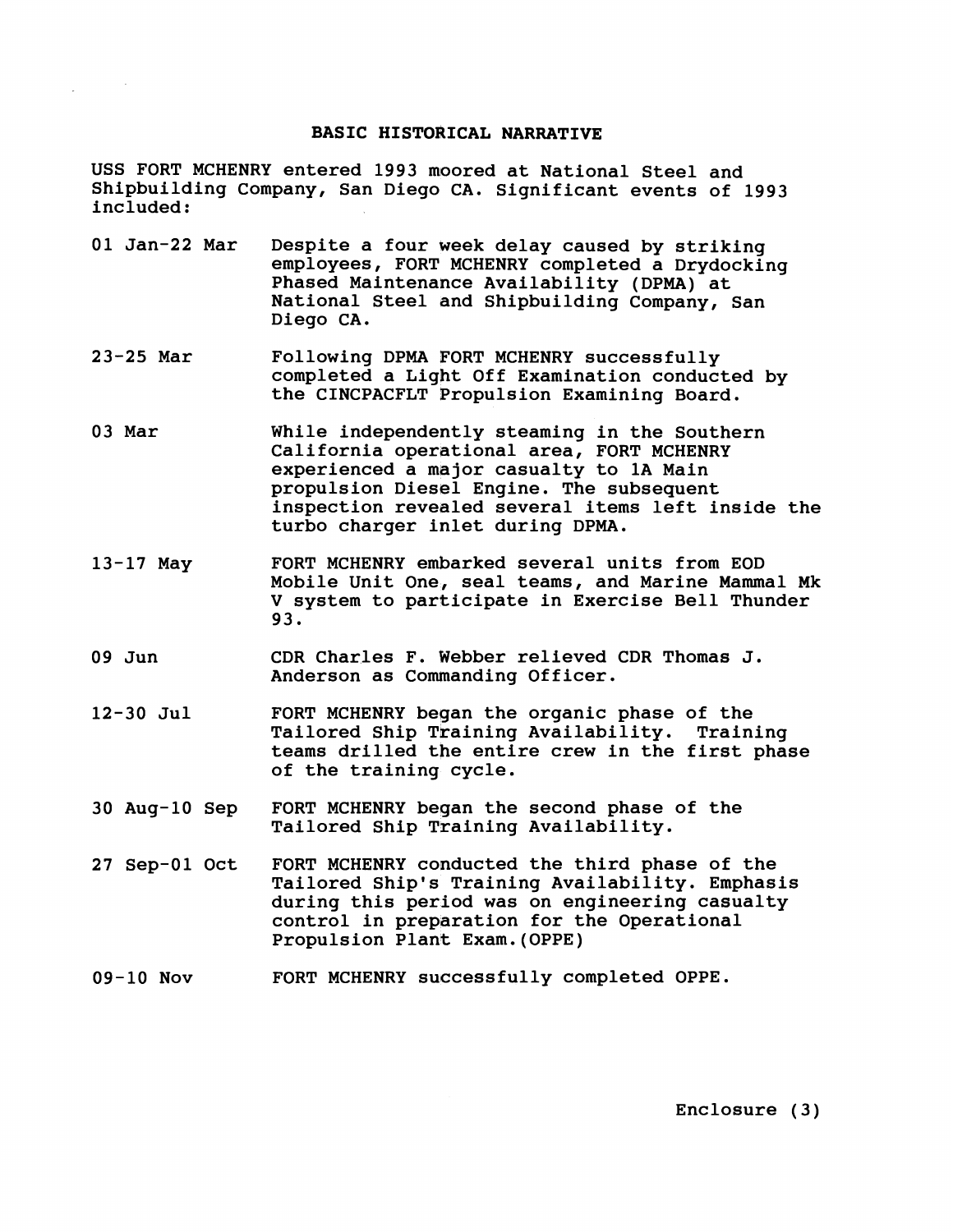# BASIC HISTORICAL NARRATIVE

USS FORT MCHENRY entered 1993 moored at National Steel and Shipbuilding Company, San Diego CA. Significant events of 1993 included:

| | |
|---|---|
| 01 Jan-22 Mar | Despite a four week delay caused by striking employees, FORT MCHENRY completed a Drydocking Phased Maintenance Availability (DPMA) at National Steel and Shipbuilding Company, San Diego CA. |
| 23-25 Mar | Following DPMA FORT MCHENRY successfully completed a Light Off Examination conducted by the CINCPACFLT Propulsion Examining Board. |
| 03 Mar | While independently steaming in the Southern California operational area, FORT MCHENRY experienced a major casualty to 1A Main propulsion Diesel Engine. The subsequent inspection revealed several items left inside the turbo charger inlet during DPMA. |
| 13-17 May | FORT MCHENRY embarked several units from EOD Mobile Unit One, seal teams, and Marine Mammal Mk V system to participate in Exercise Bell Thunder 93. |
| 09 Jun | CDR Charles F. Webber relieved CDR Thomas J. Anderson as Commanding Officer. |
| 12-30 Jul | FORT MCHENRY began the organic phase of the Tailored Ship Training Availability. Training teams drilled the entire crew in the first phase of the training cycle. |
| 30 Aug-10 Sep | FORT MCHENRY began the second phase of the Tailored Ship Training Availability. |
| 27 Sep-01 Oct | FORT MCHENRY conducted the third phase of the Tailored Ship's Training Availability. Emphasis during this period was on engineering casualty control in preparation for the Operational Propulsion Plant Exam.(OPPE) |
| 09-10 Nov | FORT MCHENRY successfully completed OPPE. |

Enclosure (3)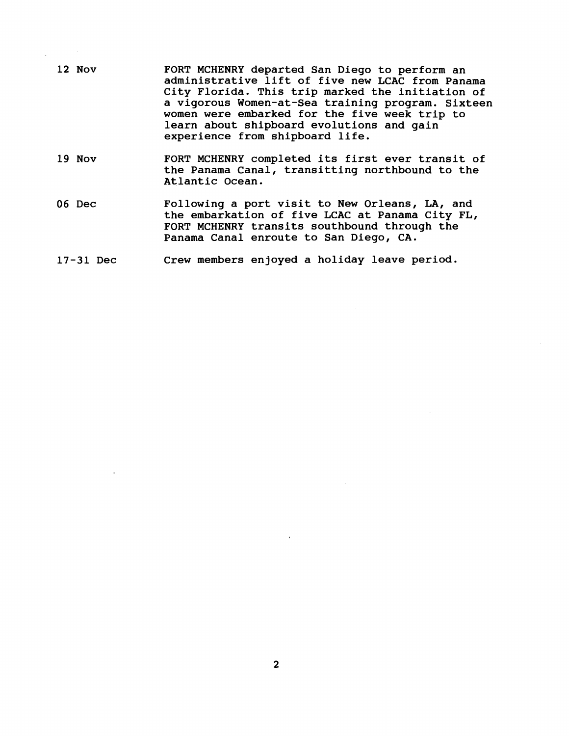12 Nov — FORT MCHENRY departed San Diego to perform an administrative lift of five new LCAC from Panama City Florida. This trip marked the initiation of a vigorous Women-at-Sea training program. Sixteen women were embarked for the five week trip to learn about shipboard evolutions and gain experience from shipboard life.

19 Nov — FORT MCHENRY completed its first ever transit of the Panama Canal, transitting northbound to the Atlantic Ocean.

06 Dec — Following a port visit to New Orleans, LA, and the embarkation of five LCAC at Panama City FL, FORT MCHENRY transits southbound through the Panama Canal enroute to San Diego, CA.

17-31 Dec — Crew members enjoyed a holiday leave period.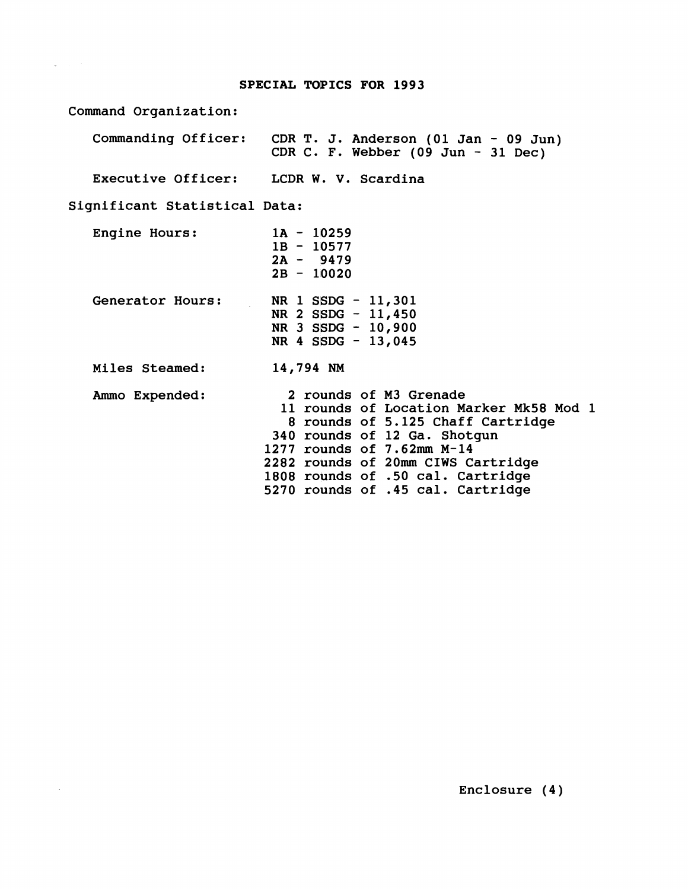# SPECIAL TOPICS FOR 1993

Command Organization:

| | |
|---|---|
| Commanding Officer: | CDR T. J. Anderson (01 Jan - 09 Jun)<br>CDR C. F. Webber (09 Jun - 31 Dec) |
| Executive Officer: | LCDR W. V. Scardina |

Significant Statistical Data:

| | |
|---|---|
| Engine Hours: | 1A - 10259<br>1B - 10577<br>2A - 9479<br>2B - 10020 |
| Generator Hours: | NR 1 SSDG - 11,301<br>NR 2 SSDG - 11,450<br>NR 3 SSDG - 10,900<br>NR 4 SSDG - 13,045 |
| Miles Steamed: | 14,794 NM |
| Ammo Expended: | 2 rounds of M3 Grenade<br>11 rounds of Location Marker Mk58 Mod 1<br>8 rounds of 5.125 Chaff Cartridge<br>340 rounds of 12 Ga. Shotgun<br>1277 rounds of 7.62mm M-14<br>2282 rounds of 20mm CIWS Cartridge<br>1808 rounds of .50 cal. Cartridge<br>5270 rounds of .45 cal. Cartridge |

Enclosure (4)